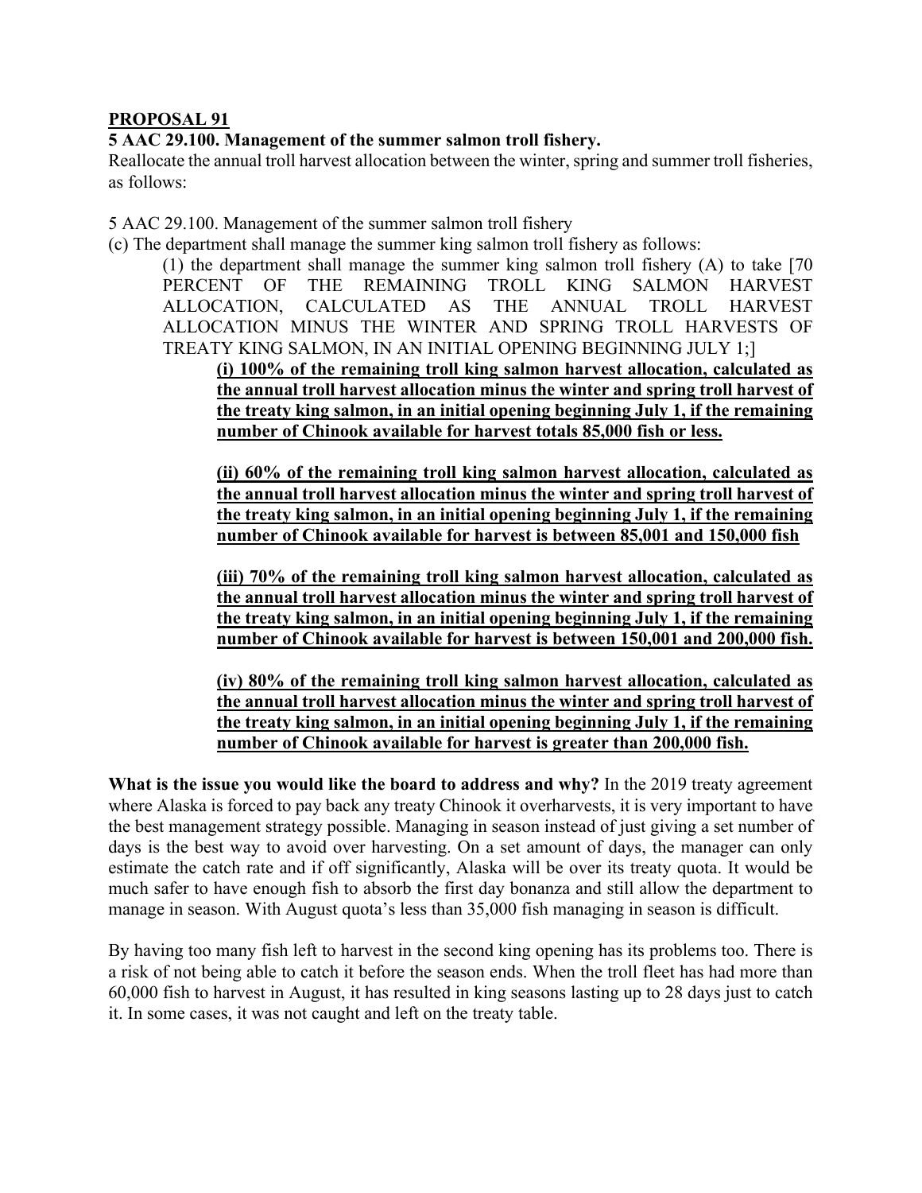**PROPOSAL 91**

**5 AAC 29.100. Management of the summer salmon troll fishery.**

Reallocate the annual troll harvest allocation between the winter, spring and summer troll fisheries, as follows:

5 AAC 29.100. Management of the summer salmon troll fishery

(c) The department shall manage the summer king salmon troll fishery as follows:

(1) the department shall manage the summer king salmon troll fishery (A) to take [70 PERCENT OF THE REMAINING TROLL KING SALMON HARVEST ALLOCATION, CALCULATED AS THE ANNUAL TROLL HARVEST ALLOCATION MINUS THE WINTER AND SPRING TROLL HARVESTS OF TREATY KING SALMON, IN AN INITIAL OPENING BEGINNING JULY 1;]

**(i) 100% of the remaining troll king salmon harvest allocation, calculated as the annual troll harvest allocation minus the winter and spring troll harvest of the treaty king salmon, in an initial opening beginning July 1, if the remaining number of Chinook available for harvest totals 85,000 fish or less.**

**(ii) 60% of the remaining troll king salmon harvest allocation, calculated as the annual troll harvest allocation minus the winter and spring troll harvest of the treaty king salmon, in an initial opening beginning July 1, if the remaining number of Chinook available for harvest is between 85,001 and 150,000 fish**

**(iii) 70% of the remaining troll king salmon harvest allocation, calculated as the annual troll harvest allocation minus the winter and spring troll harvest of the treaty king salmon, in an initial opening beginning July 1, if the remaining number of Chinook available for harvest is between 150,001 and 200,000 fish.**

**(iv) 80% of the remaining troll king salmon harvest allocation, calculated as the annual troll harvest allocation minus the winter and spring troll harvest of the treaty king salmon, in an initial opening beginning July 1, if the remaining number of Chinook available for harvest is greater than 200,000 fish.**

**What is the issue you would like the board to address and why?** In the 2019 treaty agreement where Alaska is forced to pay back any treaty Chinook it overharvests, it is very important to have the best management strategy possible. Managing in season instead of just giving a set number of days is the best way to avoid over harvesting. On a set amount of days, the manager can only estimate the catch rate and if off significantly, Alaska will be over its treaty quota. It would be much safer to have enough fish to absorb the first day bonanza and still allow the department to manage in season. With August quota's less than 35,000 fish managing in season is difficult.

By having too many fish left to harvest in the second king opening has its problems too. There is a risk of not being able to catch it before the season ends. When the troll fleet has had more than 60,000 fish to harvest in August, it has resulted in king seasons lasting up to 28 days just to catch it. In some cases, it was not caught and left on the treaty table.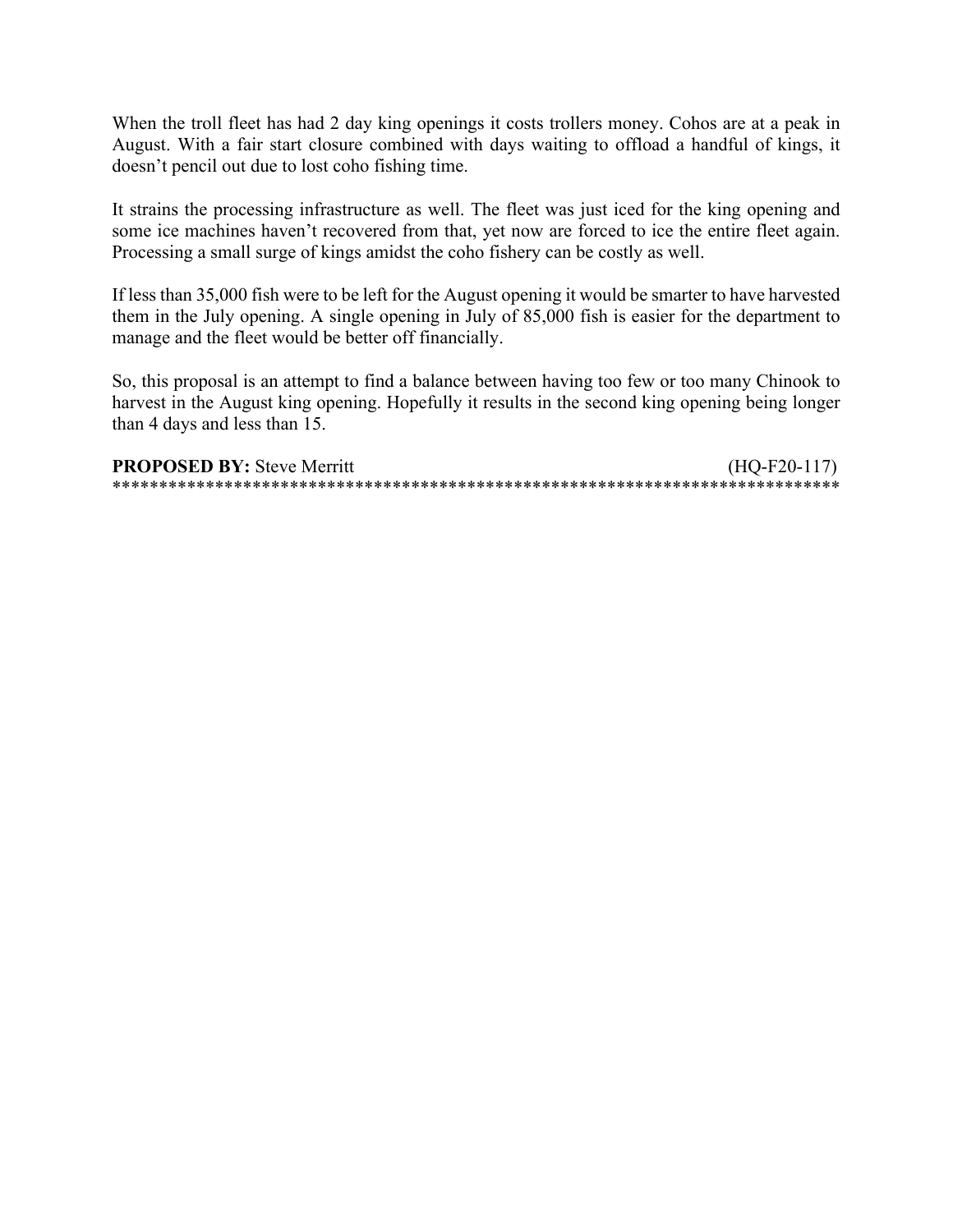When the troll fleet has had 2 day king openings it costs trollers money. Cohos are at a peak in August. With a fair start closure combined with days waiting to offload a handful of kings, it doesn't pencil out due to lost coho fishing time.

It strains the processing infrastructure as well. The fleet was just iced for the king opening and some ice machines haven't recovered from that, yet now are forced to ice the entire fleet again. Processing a small surge of kings amidst the coho fishery can be costly as well.

If less than 35,000 fish were to be left for the August opening it would be smarter to have harvested them in the July opening. A single opening in July of 85,000 fish is easier for the department to manage and the fleet would be better off financially.

So, this proposal is an attempt to find a balance between having too few or too many Chinook to harvest in the August king opening. Hopefully it results in the second king opening being longer than 4 days and less than 15.

**PROPOSED BY:** Steve Merritt (HQ-F20-117)

******************************************************************************